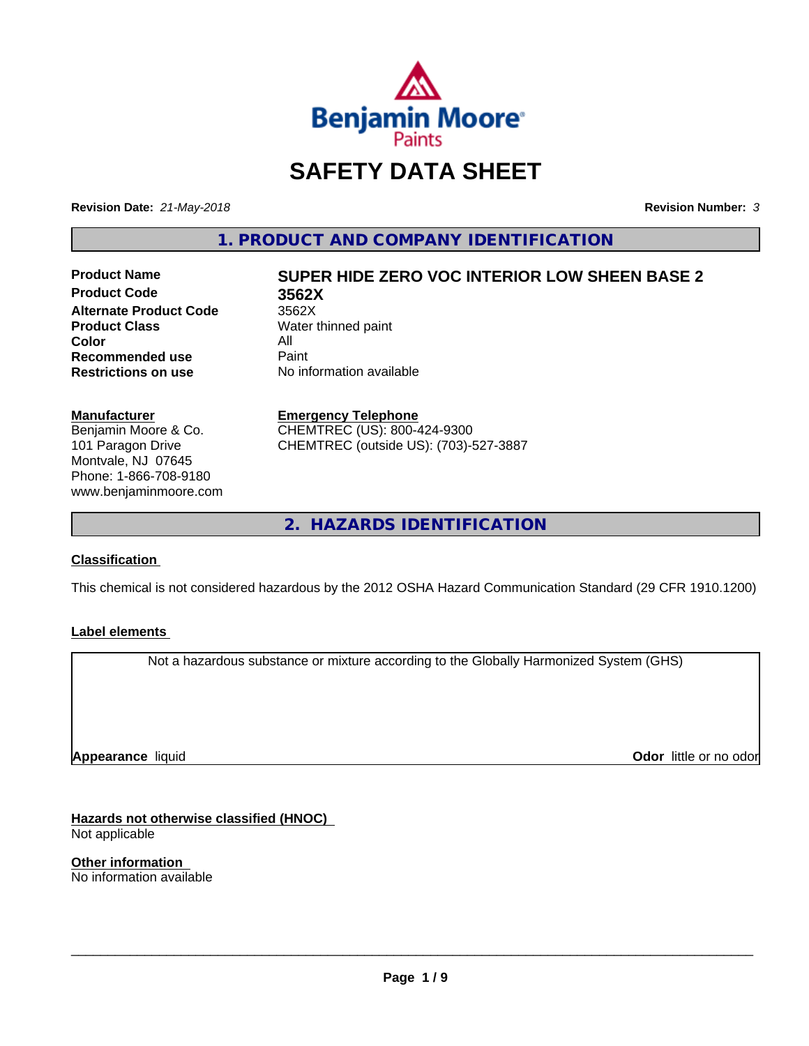# SAFETY DATA SHEET

**Revision Date:** *21-May-2018* **Revision Number:** *3*

## 1. PRODUCT AND COMPANY IDENTIFICATION

| | |
|---|---|
| **Product Name** | **SUPER HIDE ZERO VOC INTERIOR LOW SHEEN BASE 2** |
| **Product Code** | **3562X** |
| **Alternate Product Code** | 3562X |
| **Product Class** | Water thinned paint |
| **Color** | All |
| **Recommended use** | Paint |
| **Restrictions on use** | No information available |

**Manufacturer**
Benjamin Moore & Co.
101 Paragon Drive
Montvale, NJ 07645
Phone: 1-866-708-9180
www.benjaminmoore.com

**Emergency Telephone**
CHEMTREC (US): 800-424-9300
CHEMTREC (outside US): (703)-527-3887

## 2. HAZARDS IDENTIFICATION

**Classification**

This chemical is not considered hazardous by the 2012 OSHA Hazard Communication Standard (29 CFR 1910.1200)

**Label elements**

Not a hazardous substance or mixture according to the Globally Harmonized System (GHS)

**Appearance** liquid **Odor** little or no odor

**Hazards not otherwise classified (HNOC)**
Not applicable

**Other information**
No information available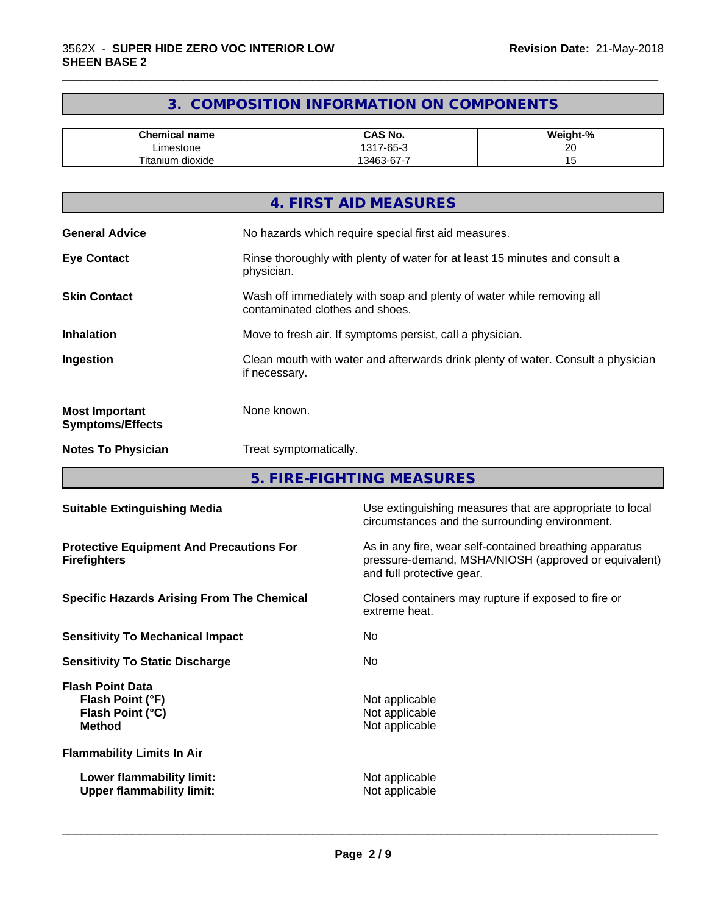## 3. COMPOSITION INFORMATION ON COMPONENTS

| Chemical name | CAS No. | Weight-% |
|---|---|---|
| Limestone | 1317-65-3 | 20 |
| Titanium dioxide | 13463-67-7 | 15 |

## 4. FIRST AID MEASURES

**General Advice**: No hazards which require special first aid measures.

**Eye Contact**: Rinse thoroughly with plenty of water for at least 15 minutes and consult a physician.

**Skin Contact**: Wash off immediately with soap and plenty of water while removing all contaminated clothes and shoes.

**Inhalation**: Move to fresh air. If symptoms persist, call a physician.

**Ingestion**: Clean mouth with water and afterwards drink plenty of water. Consult a physician if necessary.

**Most Important Symptoms/Effects**: None known.

**Notes To Physician**: Treat symptomatically.

## 5. FIRE-FIGHTING MEASURES

**Suitable Extinguishing Media**: Use extinguishing measures that are appropriate to local circumstances and the surrounding environment.

**Protective Equipment And Precautions For Firefighters**: As in any fire, wear self-contained breathing apparatus pressure-demand, MSHA/NIOSH (approved or equivalent) and full protective gear.

**Specific Hazards Arising From The Chemical**: Closed containers may rupture if exposed to fire or extreme heat.

**Sensitivity To Mechanical Impact**: No

**Sensitivity To Static Discharge**: No

**Flash Point Data**
- **Flash Point (°F)**: Not applicable
- **Flash Point (°C)**: Not applicable
- **Method**: Not applicable

**Flammability Limits In Air**
- **Lower flammability limit:** Not applicable
- **Upper flammability limit:** Not applicable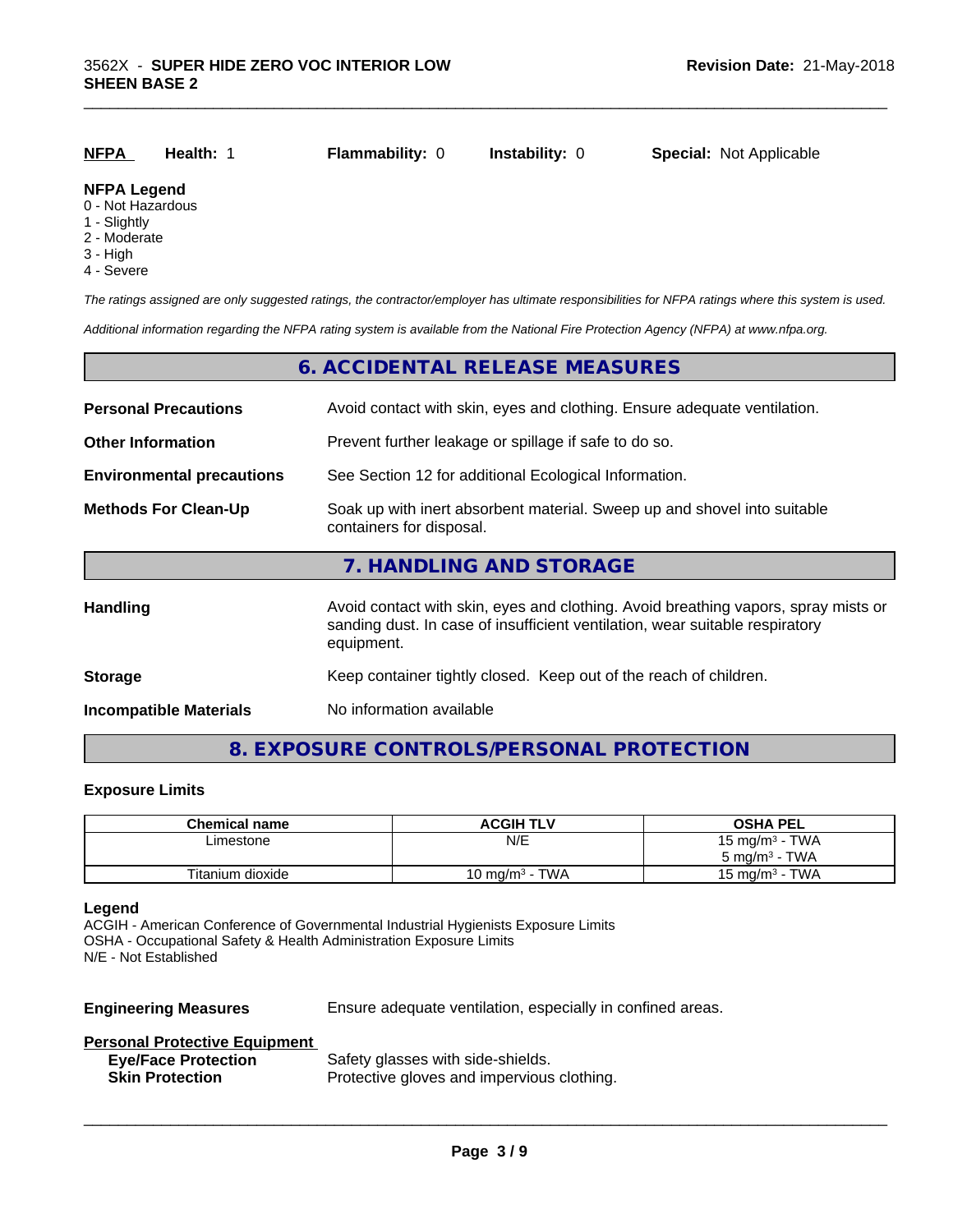**NFPA** **Health:** 1 **Flammability:** 0 **Instability:** 0 **Special:** Not Applicable

**NFPA Legend**
0 - Not Hazardous
1 - Slightly
2 - Moderate
3 - High
4 - Severe

*The ratings assigned are only suggested ratings, the contractor/employer has ultimate responsibilities for NFPA ratings where this system is used.*

*Additional information regarding the NFPA rating system is available from the National Fire Protection Agency (NFPA) at www.nfpa.org.*

## 6. ACCIDENTAL RELEASE MEASURES

**Personal Precautions** Avoid contact with skin, eyes and clothing. Ensure adequate ventilation.

**Other Information** Prevent further leakage or spillage if safe to do so.

**Environmental precautions** See Section 12 for additional Ecological Information.

**Methods For Clean-Up** Soak up with inert absorbent material. Sweep up and shovel into suitable containers for disposal.

## 7. HANDLING AND STORAGE

**Handling** Avoid contact with skin, eyes and clothing. Avoid breathing vapors, spray mists or sanding dust. In case of insufficient ventilation, wear suitable respiratory equipment.

**Storage** Keep container tightly closed. Keep out of the reach of children.

**Incompatible Materials** No information available

## 8. EXPOSURE CONTROLS/PERSONAL PROTECTION

### Exposure Limits

| Chemical name | ACGIH TLV | OSHA PEL |
|---|---|---|
| Limestone | N/E | 15 mg/m³ - TWA<br>5 mg/m³ - TWA |
| Titanium dioxide | 10 mg/m³ - TWA | 15 mg/m³ - TWA |

**Legend**
ACGIH - American Conference of Governmental Industrial Hygienists Exposure Limits
OSHA - Occupational Safety & Health Administration Exposure Limits
N/E - Not Established

**Engineering Measures** Ensure adequate ventilation, especially in confined areas.

**Personal Protective Equipment**

**Eye/Face Protection** Safety glasses with side-shields.
**Skin Protection** Protective gloves and impervious clothing.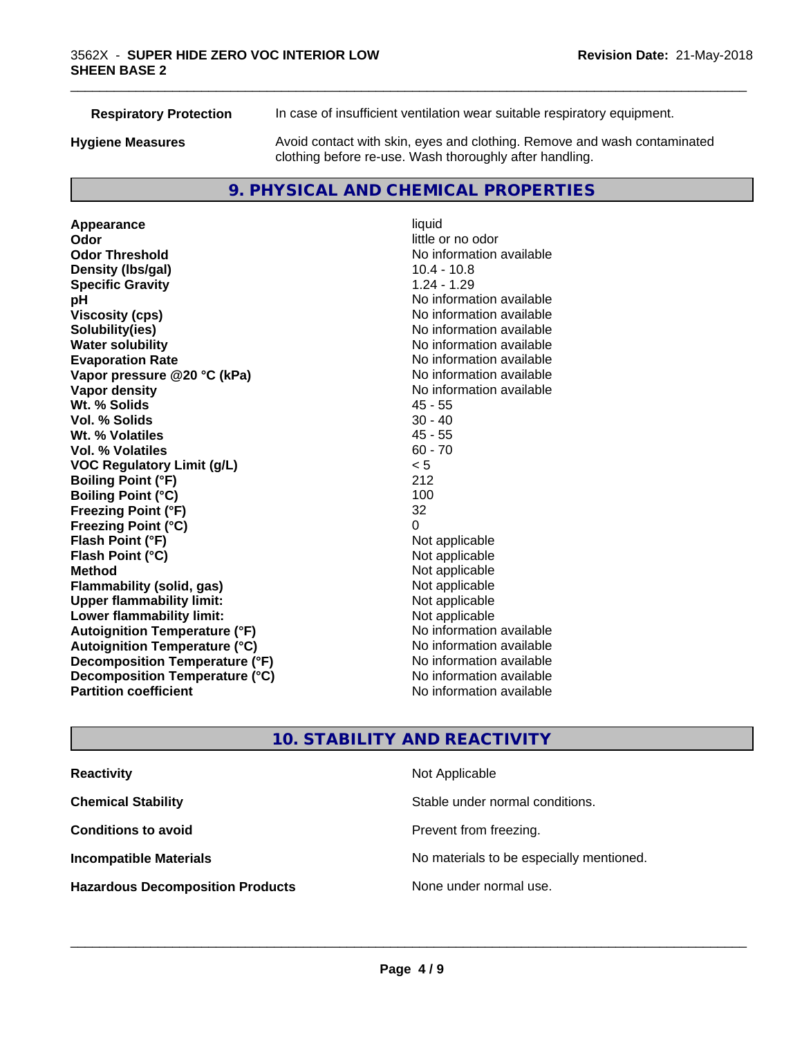| | |
|---|---|
| **Respiratory Protection** | In case of insufficient ventilation wear suitable respiratory equipment. |
| **Hygiene Measures** | Avoid contact with skin, eyes and clothing. Remove and wash contaminated clothing before re-use. Wash thoroughly after handling. |

## 9. PHYSICAL AND CHEMICAL PROPERTIES

| | |
|---|---|
| **Appearance** | liquid |
| **Odor** | little or no odor |
| **Odor Threshold** | No information available |
| **Density (lbs/gal)** | 10.4 - 10.8 |
| **Specific Gravity** | 1.24 - 1.29 |
| **pH** | No information available |
| **Viscosity (cps)** | No information available |
| **Solubility(ies)** | No information available |
| **Water solubility** | No information available |
| **Evaporation Rate** | No information available |
| **Vapor pressure @20 °C (kPa)** | No information available |
| **Vapor density** | No information available |
| **Wt. % Solids** | 45 - 55 |
| **Vol. % Solids** | 30 - 40 |
| **Wt. % Volatiles** | 45 - 55 |
| **Vol. % Volatiles** | 60 - 70 |
| **VOC Regulatory Limit (g/L)** | < 5 |
| **Boiling Point (°F)** | 212 |
| **Boiling Point (°C)** | 100 |
| **Freezing Point (°F)** | 32 |
| **Freezing Point (°C)** | 0 |
| **Flash Point (°F)** | Not applicable |
| **Flash Point (°C)** | Not applicable |
| **Method** | Not applicable |
| **Flammability (solid, gas)** | Not applicable |
| **Upper flammability limit:** | Not applicable |
| **Lower flammability limit:** | Not applicable |
| **Autoignition Temperature (°F)** | No information available |
| **Autoignition Temperature (°C)** | No information available |
| **Decomposition Temperature (°F)** | No information available |
| **Decomposition Temperature (°C)** | No information available |
| **Partition coefficient** | No information available |

## 10. STABILITY AND REACTIVITY

| | |
|---|---|
| **Reactivity** | Not Applicable |
| **Chemical Stability** | Stable under normal conditions. |
| **Conditions to avoid** | Prevent from freezing. |
| **Incompatible Materials** | No materials to be especially mentioned. |
| **Hazardous Decomposition Products** | None under normal use. |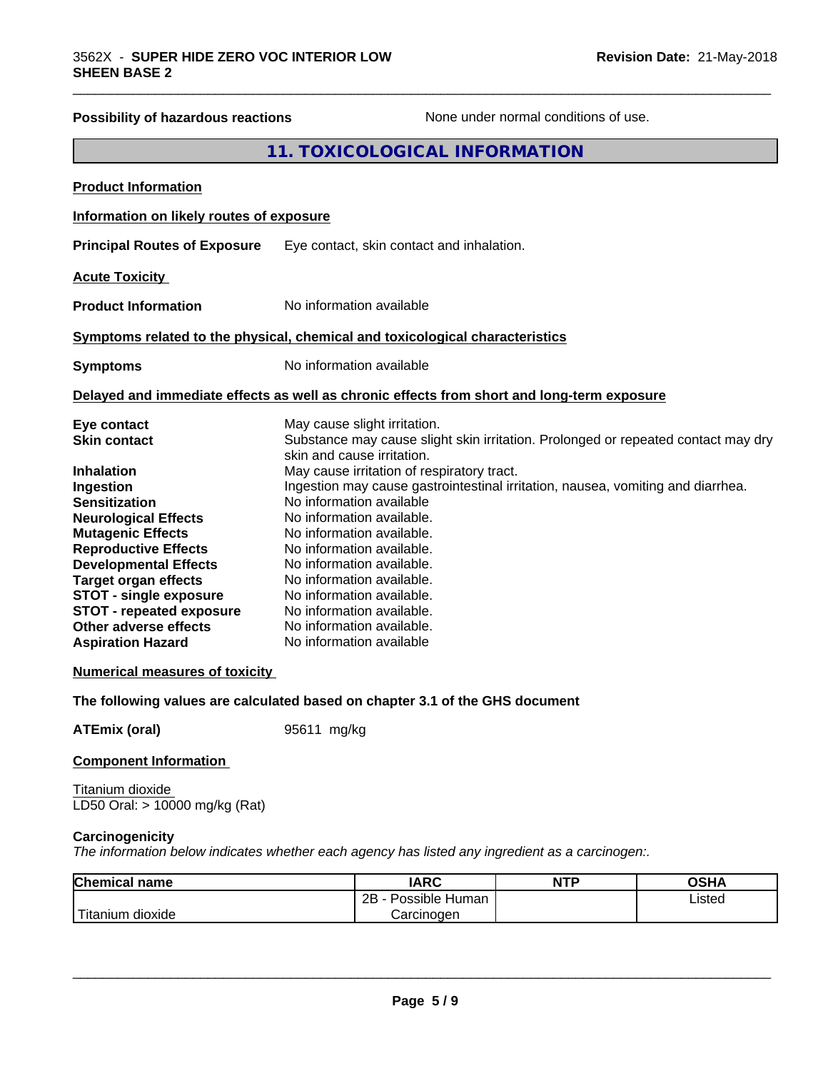**Possibility of hazardous reactions** None under normal conditions of use.

## 11. TOXICOLOGICAL INFORMATION

**Product Information**

**Information on likely routes of exposure**

**Principal Routes of Exposure** Eye contact, skin contact and inhalation.

**Acute Toxicity**

**Product Information** No information available

**Symptoms related to the physical, chemical and toxicological characteristics**

**Symptoms** No information available

**Delayed and immediate effects as well as chronic effects from short and long-term exposure**

**Eye contact** May cause slight irritation.
**Skin contact** Substance may cause slight skin irritation. Prolonged or repeated contact may dry skin and cause irritation.
**Inhalation** May cause irritation of respiratory tract.
**Ingestion** Ingestion may cause gastrointestinal irritation, nausea, vomiting and diarrhea.
**Sensitization** No information available
**Neurological Effects** No information available.
**Mutagenic Effects** No information available.
**Reproductive Effects** No information available.
**Developmental Effects** No information available.
**Target organ effects** No information available.
**STOT - single exposure** No information available.
**STOT - repeated exposure** No information available.
**Other adverse effects** No information available.
**Aspiration Hazard** No information available

**Numerical measures of toxicity**

**The following values are calculated based on chapter 3.1 of the GHS document**

**ATEmix (oral)** 95611 mg/kg

**Component Information**

Titanium dioxide
LD50 Oral: > 10000 mg/kg (Rat)

**Carcinogenicity**
*The information below indicates whether each agency has listed any ingredient as a carcinogen:.*

| Chemical name | IARC | NTP | OSHA |
|---|---|---|---|
| Titanium dioxide | 2B - Possible Human Carcinogen | | Listed |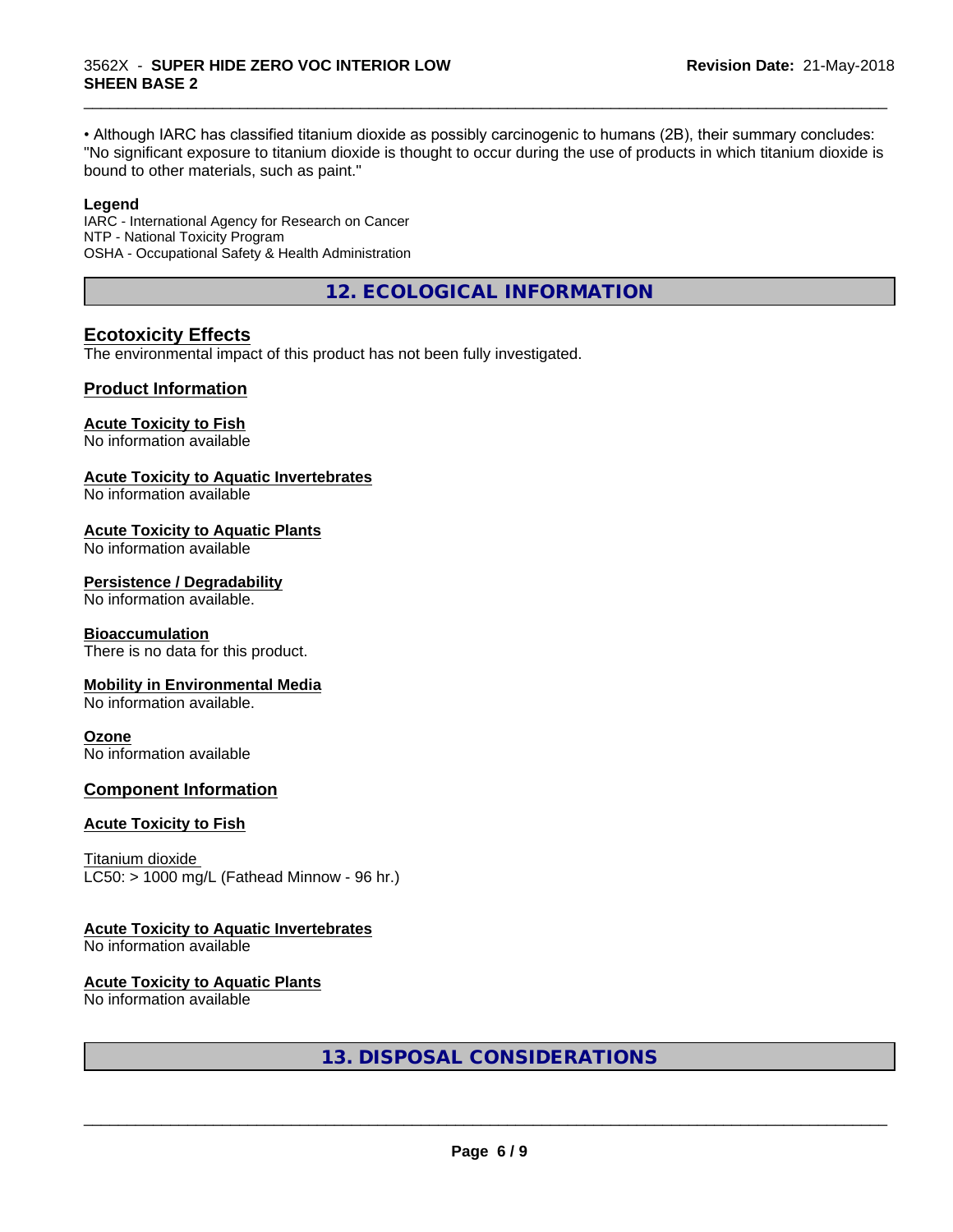• Although IARC has classified titanium dioxide as possibly carcinogenic to humans (2B), their summary concludes: "No significant exposure to titanium dioxide is thought to occur during the use of products in which titanium dioxide is bound to other materials, such as paint."

**Legend**

IARC - International Agency for Research on Cancer
NTP - National Toxicity Program
OSHA - Occupational Safety & Health Administration

## 12. ECOLOGICAL INFORMATION

### Ecotoxicity Effects

The environmental impact of this product has not been fully investigated.

### Product Information

**Acute Toxicity to Fish**
No information available

**Acute Toxicity to Aquatic Invertebrates**
No information available

**Acute Toxicity to Aquatic Plants**
No information available

**Persistence / Degradability**
No information available.

**Bioaccumulation**
There is no data for this product.

**Mobility in Environmental Media**
No information available.

**Ozone**
No information available

### Component Information

**Acute Toxicity to Fish**

Titanium dioxide
LC50: > 1000 mg/L (Fathead Minnow - 96 hr.)

**Acute Toxicity to Aquatic Invertebrates**
No information available

**Acute Toxicity to Aquatic Plants**
No information available

## 13. DISPOSAL CONSIDERATIONS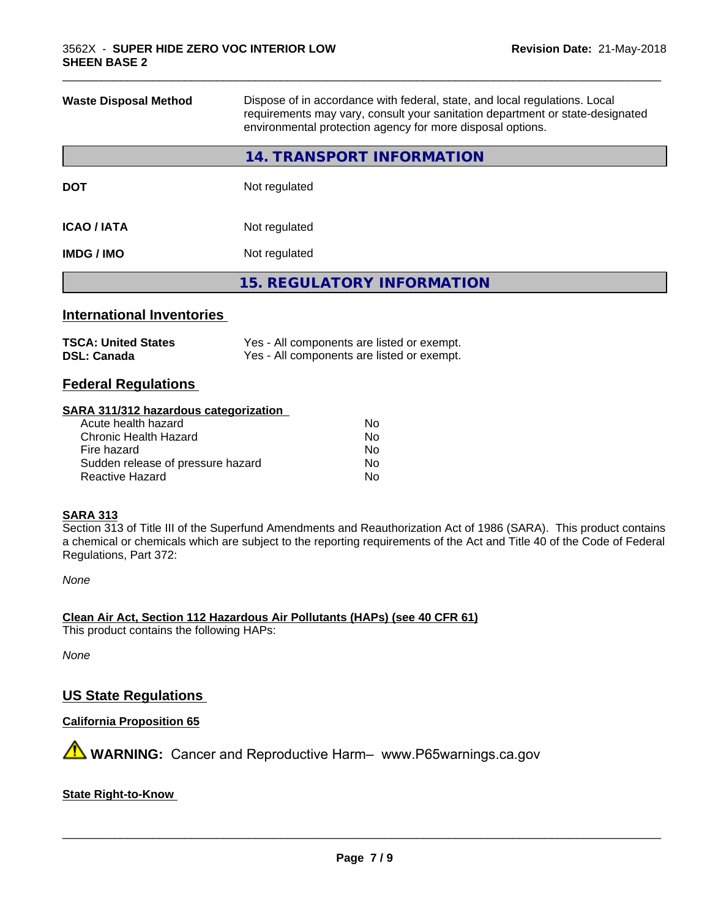| | |
|---|---|
| **Waste Disposal Method** | Dispose of in accordance with federal, state, and local regulations. Local requirements may vary, consult your sanitation department or state-designated environmental protection agency for more disposal options. |

## 14. TRANSPORT INFORMATION

| | |
|---|---|
| **DOT** | Not regulated |
| **ICAO / IATA** | Not regulated |
| **IMDG / IMO** | Not regulated |

## 15. REGULATORY INFORMATION

### International Inventories

| | |
|---|---|
| **TSCA: United States** | Yes - All components are listed or exempt. |
| **DSL: Canada** | Yes - All components are listed or exempt. |

### Federal Regulations

**SARA 311/312 hazardous categorization**

| | |
|---|---|
| Acute health hazard | No |
| Chronic Health Hazard | No |
| Fire hazard | No |
| Sudden release of pressure hazard | No |
| Reactive Hazard | No |

**SARA 313**

Section 313 of Title III of the Superfund Amendments and Reauthorization Act of 1986 (SARA). This product contains a chemical or chemicals which are subject to the reporting requirements of the Act and Title 40 of the Code of Federal Regulations, Part 372:

*None*

**Clean Air Act, Section 112 Hazardous Air Pollutants (HAPs) (see 40 CFR 61)**

This product contains the following HAPs:

*None*

### US State Regulations

**California Proposition 65**

⚠ **WARNING:** Cancer and Reproductive Harm– www.P65warnings.ca.gov

**State Right-to-Know**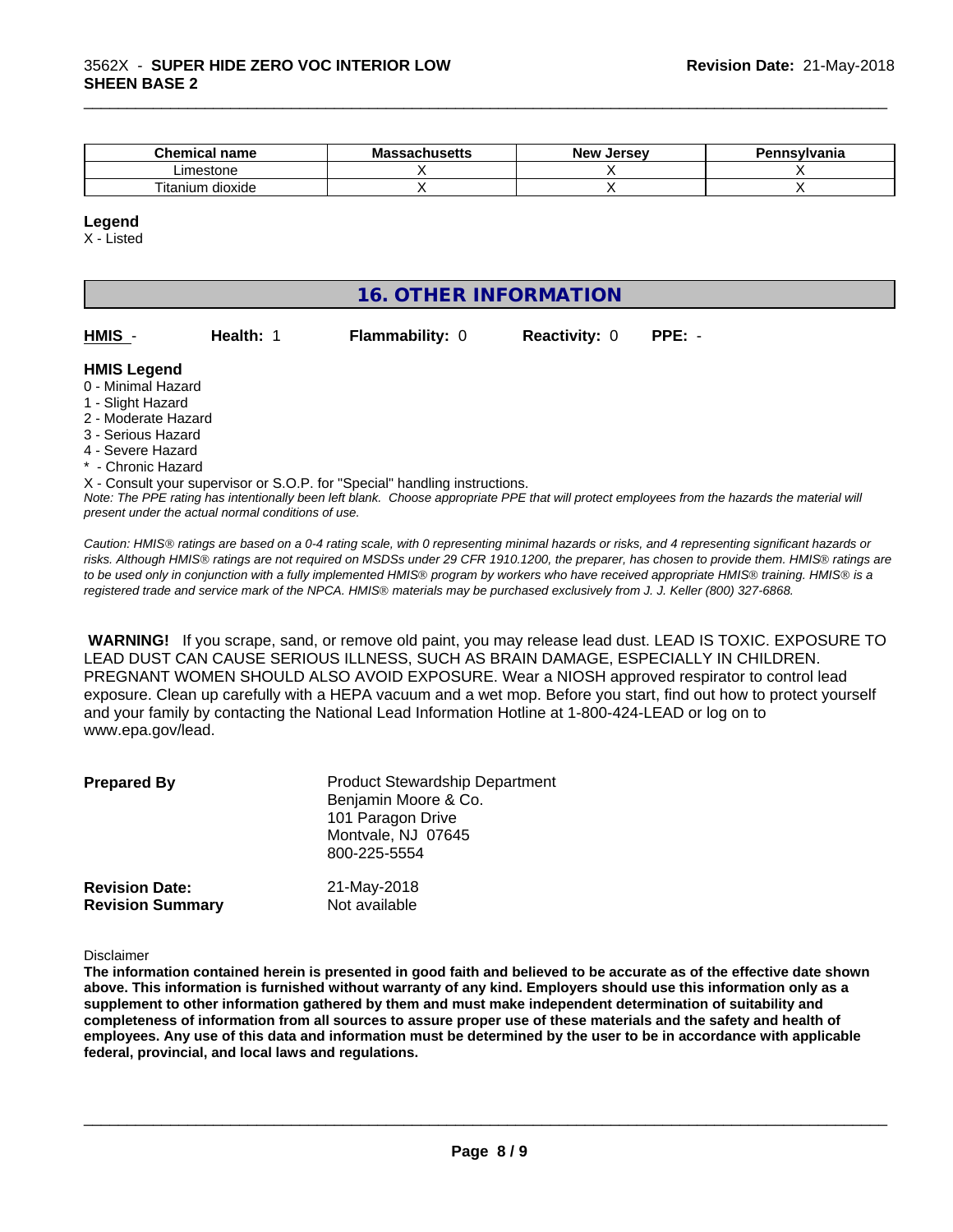| Chemical name | Massachusetts | New Jersey | Pennsylvania |
| --- | --- | --- | --- |
| Limestone | X | X | X |
| Titanium dioxide | X | X | X |

**Legend**

X - Listed

## 16. OTHER INFORMATION

**HMIS** - **Health:** 1 **Flammability:** 0 **Reactivity:** 0 **PPE:** -

**HMIS Legend**

0 - Minimal Hazard
1 - Slight Hazard
2 - Moderate Hazard
3 - Serious Hazard
4 - Severe Hazard
* - Chronic Hazard
X - Consult your supervisor or S.O.P. for "Special" handling instructions.

*Note: The PPE rating has intentionally been left blank. Choose appropriate PPE that will protect employees from the hazards the material will present under the actual normal conditions of use.*

*Caution: HMIS® ratings are based on a 0-4 rating scale, with 0 representing minimal hazards or risks, and 4 representing significant hazards or risks. Although HMIS® ratings are not required on MSDSs under 29 CFR 1910.1200, the preparer, has chosen to provide them. HMIS® ratings are to be used only in conjunction with a fully implemented HMIS® program by workers who have received appropriate HMIS® training. HMIS® is a registered trade and service mark of the NPCA. HMIS® materials may be purchased exclusively from J. J. Keller (800) 327-6868.*

**WARNING!** If you scrape, sand, or remove old paint, you may release lead dust. LEAD IS TOXIC. EXPOSURE TO LEAD DUST CAN CAUSE SERIOUS ILLNESS, SUCH AS BRAIN DAMAGE, ESPECIALLY IN CHILDREN. PREGNANT WOMEN SHOULD ALSO AVOID EXPOSURE. Wear a NIOSH approved respirator to control lead exposure. Clean up carefully with a HEPA vacuum and a wet mop. Before you start, find out how to protect yourself and your family by contacting the National Lead Information Hotline at 1-800-424-LEAD or log on to www.epa.gov/lead.

**Prepared By**
Product Stewardship Department
Benjamin Moore & Co.
101 Paragon Drive
Montvale, NJ 07645
800-225-5554

**Revision Date:** 21-May-2018
**Revision Summary** Not available

Disclaimer

**The information contained herein is presented in good faith and believed to be accurate as of the effective date shown above. This information is furnished without warranty of any kind. Employers should use this information only as a supplement to other information gathered by them and must make independent determination of suitability and completeness of information from all sources to assure proper use of these materials and the safety and health of employees. Any use of this data and information must be determined by the user to be in accordance with applicable federal, provincial, and local laws and regulations.**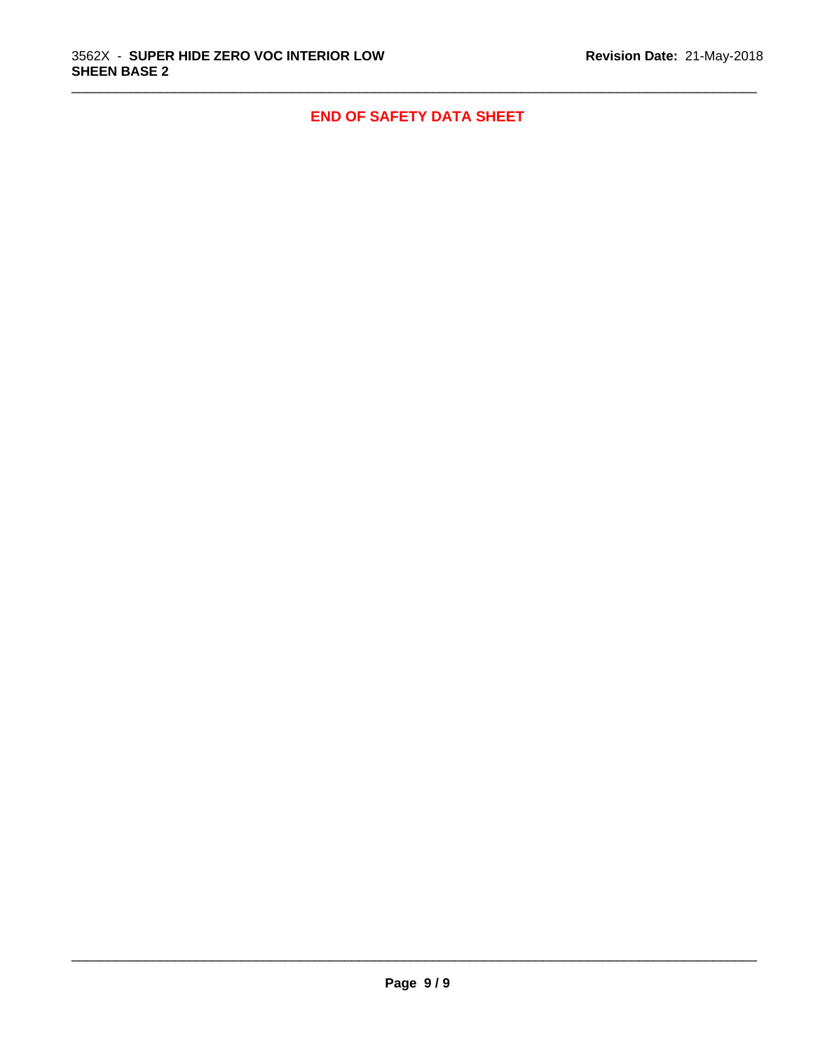**END OF SAFETY DATA SHEET**